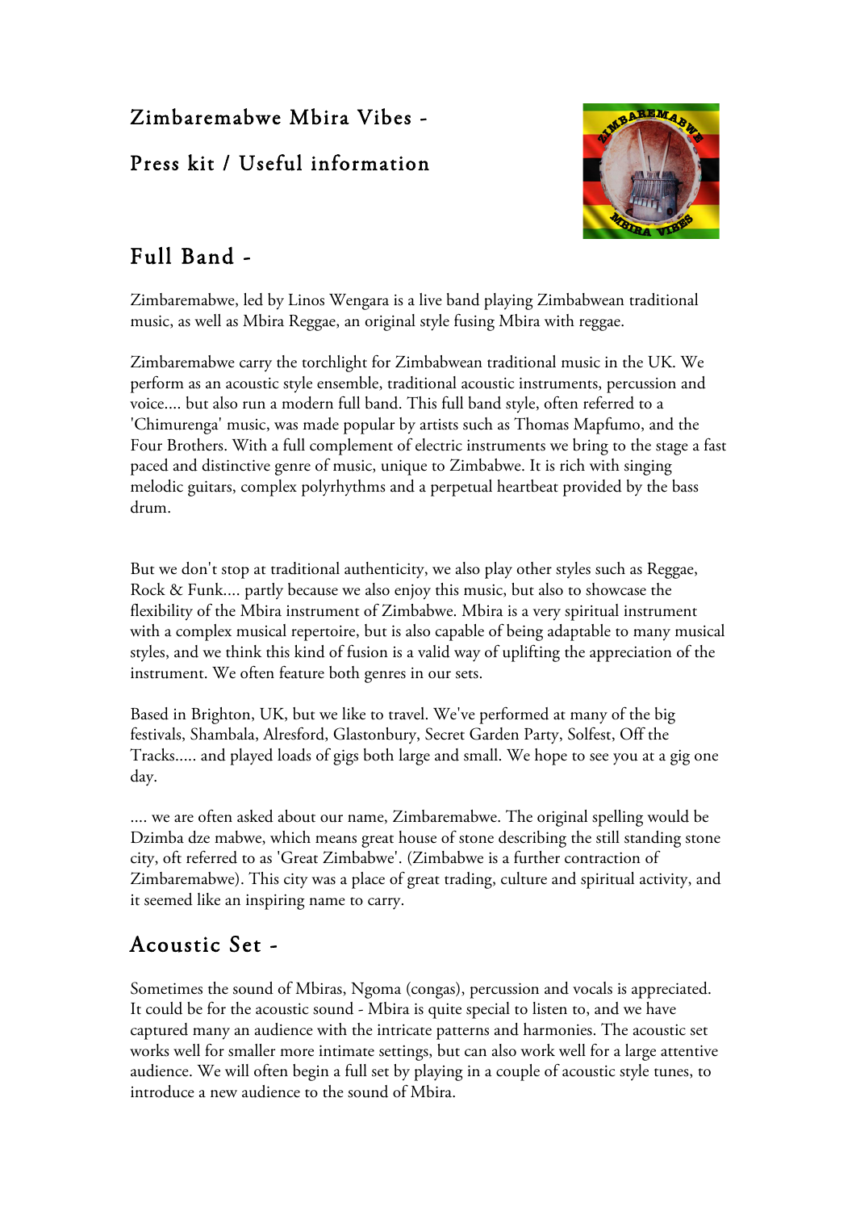# Zimbaremabwe Mbira Vibes -

# Press kit / Useful information

## Full Band -

Zimbaremabwe, led by Linos Wengara is a live band playing Zimbabwean traditional music, as well as Mbira Reggae, an original style fusing Mbira with reggae.

Zimbaremabwe carry the torchlight for Zimbabwean traditional music in the UK. We perform as an acoustic style ensemble, traditional acoustic instruments, percussion and voice.... but also run a modern full band. This full band style, often referred to a 'Chimurenga' music, was made popular by artists such as Thomas Mapfumo, and the Four Brothers. With a full complement of electric instruments we bring to the stage a fast paced and distinctive genre of music, unique to Zimbabwe. It is rich with singing melodic guitars, complex polyrhythms and a perpetual heartbeat provided by the bass drum.

But we don't stop at traditional authenticity, we also play other styles such as Reggae, Rock & Funk.... partly because we also enjoy this music, but also to showcase the flexibility of the Mbira instrument of Zimbabwe. Mbira is a very spiritual instrument with a complex musical repertoire, but is also capable of being adaptable to many musical styles, and we think this kind of fusion is a valid way of uplifting the appreciation of the instrument. We often feature both genres in our sets.

Based in Brighton, UK, but we like to travel. We've performed at many of the big festivals, Shambala, Alresford, Glastonbury, Secret Garden Party, Solfest, Off the Tracks..... and played loads of gigs both large and small. We hope to see you at a gig one day.

.... we are often asked about our name, Zimbaremabwe. The original spelling would be Dzimba dze mabwe, which means great house of stone describing the still standing stone city, oft referred to as 'Great Zimbabwe'. (Zimbabwe is a further contraction of Zimbaremabwe). This city was a place of great trading, culture and spiritual activity, and it seemed like an inspiring name to carry.

## Acoustic Set -

Sometimes the sound of Mbiras, Ngoma (congas), percussion and vocals is appreciated. It could be for the acoustic sound - Mbira is quite special to listen to, and we have captured many an audience with the intricate patterns and harmonies. The acoustic set works well for smaller more intimate settings, but can also work well for a large attentive audience. We will often begin a full set by playing in a couple of acoustic style tunes, to introduce a new audience to the sound of Mbira.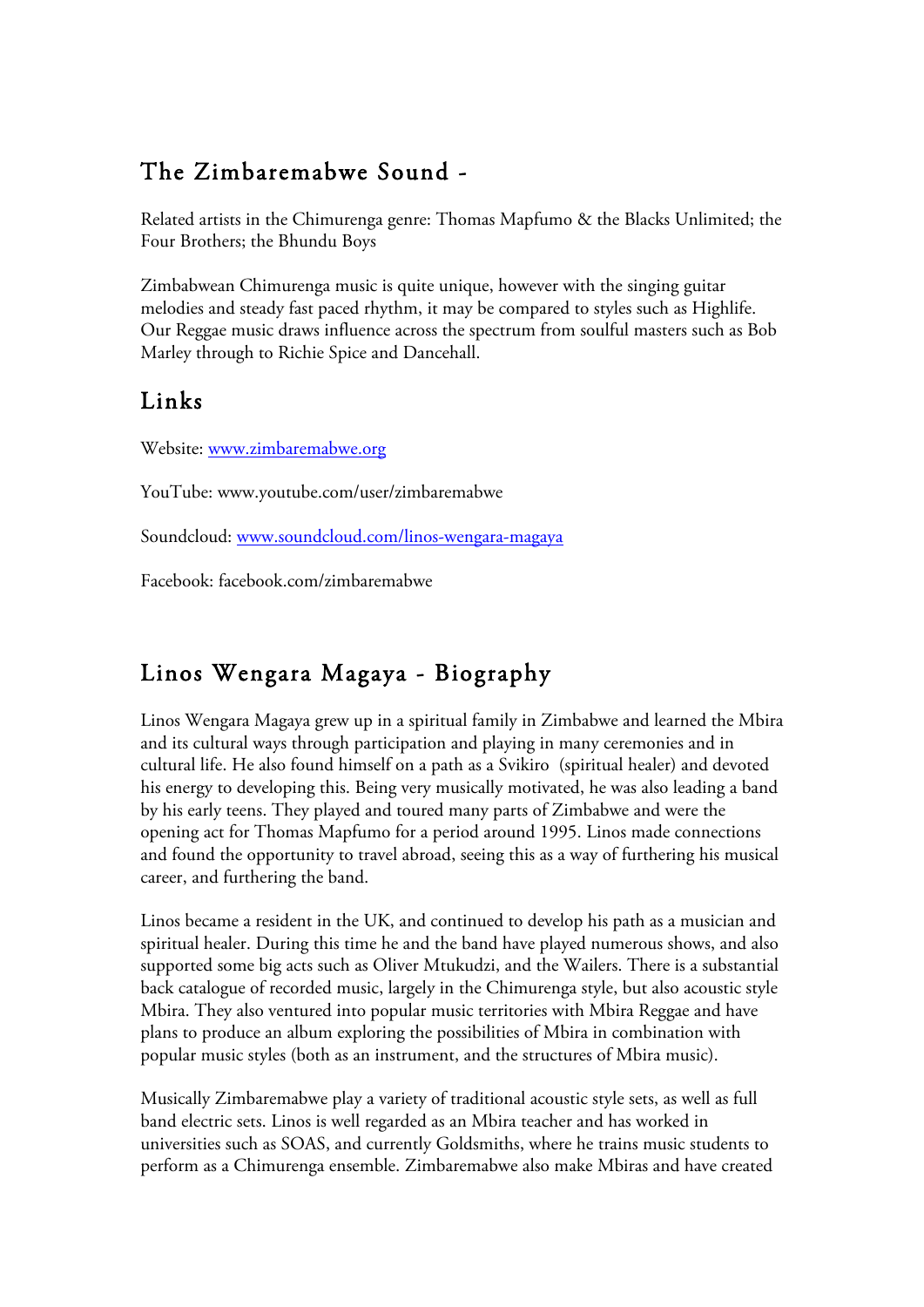## The Zimbaremabwe Sound -

Related artists in the Chimurenga genre: Thomas Mapfumo & the Blacks Unlimited; the Four Brothers; the Bhundu Boys

Zimbabwean Chimurenga music is quite unique, however with the singing guitar melodies and steady fast paced rhythm, it may be compared to styles such as Highlife. Our Reggae music draws influence across the spectrum from soulful masters such as Bob Marley through to Richie Spice and Dancehall.

## Links

Website: [www.zimbaremabwe.org](http://www.zimbaremabwe.org)

YouTube: www.youtube.com/user/zimbaremabwe

Soundcloud: [www.soundcloud.com/linos-wengara-magaya](http://www.soundcloud.com/linos-wengara-magaya)

Facebook: facebook.com/zimbaremabwe

## Linos Wengara Magaya - Biography

Linos Wengara Magaya grew up in a spiritual family in Zimbabwe and learned the Mbira and its cultural ways through participation and playing in many ceremonies and in cultural life. He also found himself on a path as a Svikiro (spiritual healer) and devoted his energy to developing this. Being very musically motivated, he was also leading a band by his early teens. They played and toured many parts of Zimbabwe and were the opening act for Thomas Mapfumo for a period around 1995. Linos made connections and found the opportunity to travel abroad, seeing this as a way of furthering his musical career, and furthering the band.

Linos became a resident in the UK, and continued to develop his path as a musician and spiritual healer. During this time he and the band have played numerous shows, and also supported some big acts such as Oliver Mtukudzi, and the Wailers. There is a substantial back catalogue of recorded music, largely in the Chimurenga style, but also acoustic style Mbira. They also ventured into popular music territories with Mbira Reggae and have plans to produce an album exploring the possibilities of Mbira in combination with popular music styles (both as an instrument, and the structures of Mbira music).

Musically Zimbaremabwe play a variety of traditional acoustic style sets, as well as full band electric sets. Linos is well regarded as an Mbira teacher and has worked in universities such as SOAS, and currently Goldsmiths, where he trains music students to perform as a Chimurenga ensemble. Zimbaremabwe also make Mbiras and have created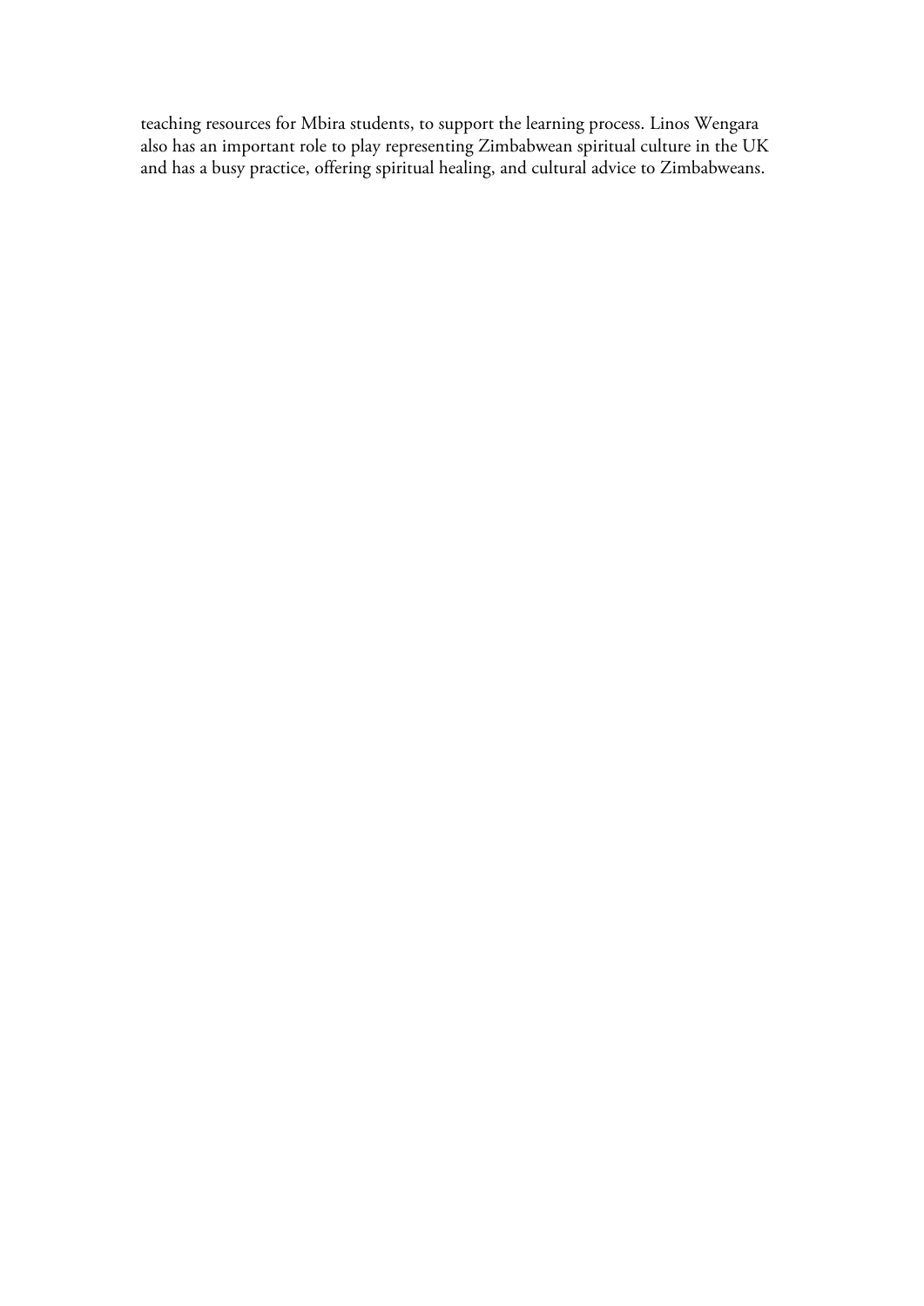teaching resources for Mbira students, to support the learning process. Linos Wengara also has an important role to play representing Zimbabwean spiritual culture in the UK and has a busy practice, offering spiritual healing, and cultural advice to Zimbabweans.